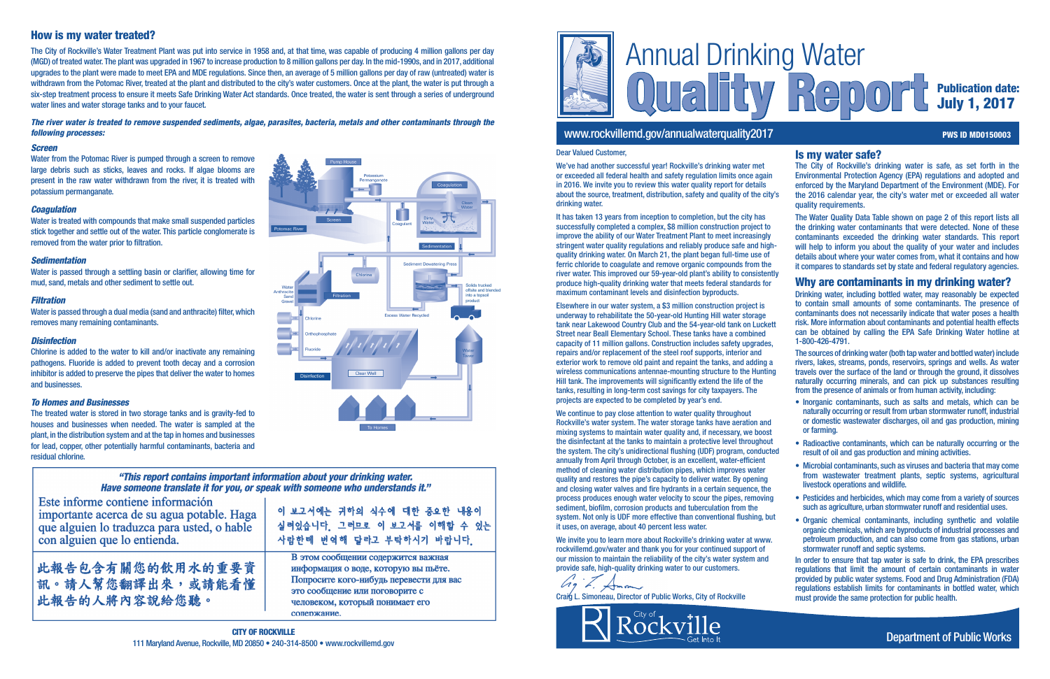# Annual Drinking Water Quality Report

**Publication date: July 1, 2017**

www.rockvillemd.gov/annualwaterquality2017

**PWS ID MD0150003**

Dear Valued Customer,

We've had another successful year! Rockville's drinking water met or exceeded all federal health and safety regulation limits once again in 2016. We invite you to review this water quality report for details about the source, treatment, distribution, safety and quality of the city's drinking water.

It has taken 13 years from inception to completion, but the city has successfully completed a complex, $8 million construction project to improve the ability of our Water Treatment Plant to meet increasingly stringent water quality regulations and reliably produce safe and high-quality drinking water. On March 21, the plant began full-time use of ferric chloride to coagulate and remove organic compounds from the river water. This improved our 59-year-old plant's ability to consistently produce high-quality drinking water that meets federal standards for maximum contaminant levels and disinfection byproducts.

Elsewhere in our water system, a $3 million construction project is underway to rehabilitate the 50-year-old Hunting Hill water storage tank near Lakewood Country Club and the 54-year-old tank on Luckett Street near Beall Elementary School. These tanks have a combined capacity of 11 million gallons. Construction includes safety upgrades, repairs and/or replacement of the steel roof supports, interior and exterior work to remove old paint and repaint the tanks, and adding a wireless communications antennae-mounting structure to the Hunting Hill tank. The improvements will significantly extend the life of the tanks, resulting in long-term cost savings for city taxpayers. The projects are expected to be completed by year's end.

We continue to pay close attention to water quality throughout Rockville's water system. The water storage tanks have aeration and mixing systems to maintain water quality and, if necessary, we boost the disinfectant at the tanks to maintain a protective level throughout the system. The city's unidirectional flushing (UDF) program, conducted annually from April through October, is an excellent, water-efficient method of cleaning water distribution pipes, which improves water quality and restores the pipe's capacity to deliver water. By opening and closing water valves and fire hydrants in a certain sequence, the process produces enough water velocity to scour the pipes, removing sediment, biofilm, corrosion products and tuberculation from the system. Not only is UDF more effective than conventional flushing, but it uses, on average, about 40 percent less water.

We invite you to learn more about Rockville's drinking water at www.rockvillemd.gov/water and thank you for your continued support of our mission to maintain the reliability of the city's water system and provide safe, high-quality drinking water to our customers.

Craig L. Simoneau, Director of Public Works, City of Rockville

## Is my water safe?

The City of Rockville's drinking water is safe, as set forth in the Environmental Protection Agency (EPA) regulations and adopted and enforced by the Maryland Department of the Environment (MDE). For the 2016 calendar year, the city's water met or exceeded all water quality requirements.

The Water Quality Data Table shown on page 2 of this report lists all the drinking water contaminants that were detected. None of these contaminants exceeded the drinking water standards. This report will help to inform you about the quality of your water and includes details about where your water comes from, what it contains and how it compares to standards set by state and federal regulatory agencies.

## Why are contaminants in my drinking water?

Drinking water, including bottled water, may reasonably be expected to contain small amounts of some contaminants. The presence of contaminants does not necessarily indicate that water poses a health risk. More information about contaminants and potential health effects can be obtained by calling the EPA Safe Drinking Water hotline at 1-800-426-4791.

The sources of drinking water (both tap water and bottled water) include rivers, lakes, streams, ponds, reservoirs, springs and wells. As water travels over the surface of the land or through the ground, it dissolves naturally occurring minerals, and can pick up substances resulting from the presence of animals or from human activity, including:

- Inorganic contaminants, such as salts and metals, which can be naturally occurring or result from urban stormwater runoff, industrial or domestic wastewater discharges, oil and gas production, mining or farming.
- Radioactive contaminants, which can be naturally occurring or the result of oil and gas production and mining activities.
- Microbial contaminants, such as viruses and bacteria that may come from wastewater treatment plants, septic systems, agricultural livestock operations and wildlife.
- Pesticides and herbicides, which may come from a variety of sources such as agriculture, urban stormwater runoff and residential uses.
- Organic chemical contaminants, including synthetic and volatile organic chemicals, which are byproducts of industrial processes and petroleum production, and can also come from gas stations, urban stormwater runoff and septic systems.

In order to ensure that tap water is safe to drink, the EPA prescribes regulations that limit the amount of certain contaminants in water provided by public water systems. Food and Drug Administration (FDA) regulations establish limits for contaminants in bottled water, which must provide the same protection for public health.

## How is my water treated?

The City of Rockville's Water Treatment Plant was put into service in 1958 and, at that time, was capable of producing 4 million gallons per day (MGD) of treated water. The plant was upgraded in 1967 to increase production to 8 million gallons per day. In the mid-1990s, and in 2017, additional upgrades to the plant were made to meet EPA and MDE regulations. Since then, an average of 5 million gallons per day of raw (untreated) water is withdrawn from the Potomac River, treated at the plant and distributed to the city's water customers. Once at the plant, the water is put through a six-step treatment process to ensure it meets Safe Drinking Water Act standards. Once treated, the water is sent through a series of underground water lines and water storage tanks and to your faucet.

***The river water is treated to remove suspended sediments, algae, parasites, bacteria, metals and other contaminants through the following processes:***

### *Screen*

Water from the Potomac River is pumped through a screen to remove large debris such as sticks, leaves and rocks. If algae blooms are present in the raw water withdrawn from the river, it is treated with potassium permanganate.

### *Coagulation*

Water is treated with compounds that make small suspended particles stick together and settle out of the water. This particle conglomerate is removed from the water prior to filtration.

### *Sedimentation*

Water is passed through a settling basin or clarifier, allowing time for mud, sand, metals and other sediment to settle out.

### *Filtration*

Water is passed through a dual media (sand and anthracite) filter, which removes many remaining contaminants.

### *Disinfection*

Chlorine is added to the water to kill and/or inactivate any remaining pathogens. Fluoride is added to prevent tooth decay and a corrosion inhibitor is added to preserve the pipes that deliver the water to homes and businesses.

### *To Homes and Businesses*

The treated water is stored in two storage tanks and is gravity-fed to houses and businesses when needed. The water is sampled at the plant, in the distribution system and at the tap in homes and businesses for lead, copper, other potentially harmful contaminants, bacteria and residual chlorine.

***"This report contains important information about your drinking water. Have someone translate it for you, or speak with someone who understands it."***

Este informe contiene información importante acerca de su agua potable. Haga que alguien lo traduzca para usted, o hable con alguien que lo entienda.

이 보고서에는 귀하의 식수에 대한 중요한 내용이 실려있습니다. 그러므로 이 보고서를 이해할 수 있는 사람한테 번역해 달라고 부탁하시기 바랍니다.

此報告包含有關您的飲用水的重要資訊。請人幫您翻譯出來，或請能看懂此報告的人將內容說給您聽。

В этом сообщении содержится важная информация о воде, которую вы пьёте. Попросите кого-нибудь перевести для вас это сообщение или поговорите с человеком, который понимает его содержание.

**CITY OF ROCKVILLE**
111 Maryland Avenue, Rockville, MD 20850 • 240-314-8500 • www.rockvillemd.gov

Department of Public Works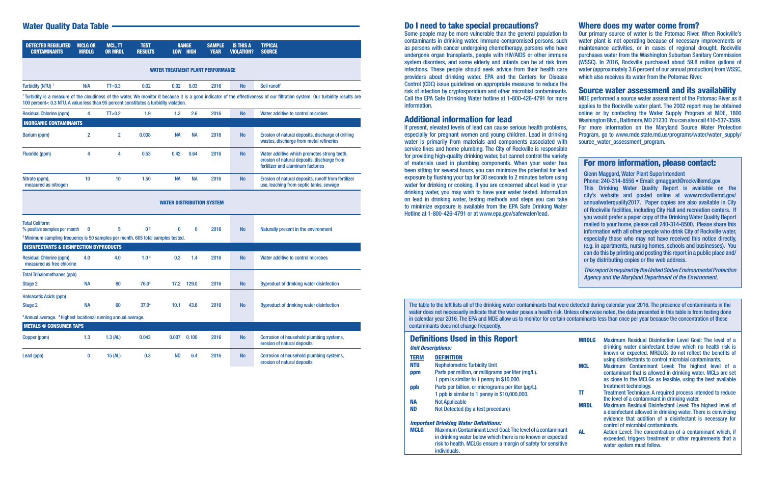## Water Quality Data Table

| DETECTED REGULATED CONTAMINANTS | MCLG OR MRDLG | MCL, TT OR MRDL | TEST RESULTS | RANGE LOW | RANGE HIGH | SAMPLE YEAR | IS THIS A VIOLATION? | TYPICAL SOURCE |
|---|---|---|---|---|---|---|---|---|
| **WATER TREATMENT PLANT PERFORMANCE** | | | | | | | | |
| Turbidity (NTU) [1] | N/A | TT=0.3 | 0.02 | 0.02 | 0.03 | 2016 | No | Soil runoff |
| Residual Chlorine (ppm) | 4 | TT>0.2 | 1.9 | 1.3 | 2.6 | 2016 | No | Water additive to control microbes |
| **INORGANIC CONTAMINANTS** | | | | | | | | |
| Barium (ppm) | 2 | 2 | 0.038 | NA | NA | 2016 | No | Erosion of natural deposits, discharge of drilling wastes, discharge from metal refineries |
| Fluoride (ppm) | 4 | 4 | 0.53 | 0.42 | 0.64 | 2016 | No | Water additive which promotes strong teeth, erosion of natural deposits, discharge from fertilizer and aluminum factories |
| Nitrate (ppm), measured as nitrogen | 10 | 10 | 1.50 | NA | NA | 2016 | No | Erosion of natural deposits, runoff from fertilizer use, leaching from septic tanks, sewage |
| **WATER DISTRIBUTION SYSTEM** | | | | | | | | |
| Total Coliform % positive samples per month | 0 | 5 | 0 [2] | 0 | 0 | 2016 | No | Naturally present in the environment |
| **DISINFECTANTS & DISINFECTION BYPRODUCTS** | | | | | | | | |
| Residual Chlorine (ppm), measured as free chlorine | 4.0 | 4.0 | 1.0 [3] | 0.3 | 1.4 | 2016 | No | Water additive to control microbes |
| Total Trihalomethanes (ppb) Stage 2 | NA | 80 | 76.0 [4] | 17.2 | 129.0 | 2016 | No | Byproduct of drinking water disinfection |
| Haloacetic Acids (ppb) Stage 2 | NA | 60 | 37.0 [4] | 10.1 | 43.6 | 2016 | No | Byproduct of drinking water disinfection |
| **METALS @ CONSUMER TAPS** | | | | | | | | |
| Copper (ppm) | 1.3 | 1.3 (AL) | 0.043 | 0.007 | 0.100 | 2016 | No | Corrosion of household plumbing systems, erosion of natural deposits |
| Lead (ppb) | 0 | 15 (AL) | 0.3 | ND | 6.4 | 2016 | No | Corrosion of household plumbing systems, erosion of natural deposits |

[1] Turbidity is a measure of the cloudiness of the water. We monitor it because it is a good indicator of the effectiveness of our filtration system. Our turbidity results are 100 percent< 0.3 NTU. A value less than 95 percent constitutes a turbidity violation.

[2] Minimum sampling frequency is 50 samples per month. 605 total samples tested.

[3] Annual average. [4] Highest locational running annual average.

## Do I need to take special precautions?

Some people may be more vulnerable than the general population to contaminants in drinking water. Immuno-compromised persons, such as persons with cancer undergoing chemotherapy, persons who have undergone organ transplants, people with HIV/AIDS or other immune system disorders, and some elderly and infants can be at risk from infections. These people should seek advice from their health care providers about drinking water. EPA and the Centers for Disease Control (CDC) issue guidelines on appropriate measures to reduce the risk of infection by cryptosporidium and other microbial contaminants. Call the EPA Safe Drinking Water hotline at 1-800-426-4791 for more information.

## Additional information for lead

If present, elevated levels of lead can cause serious health problems, especially for pregnant women and young children. Lead in drinking water is primarily from materials and components associated with service lines and home plumbing. The City of Rockville is responsible for providing high-quality drinking water, but cannot control the variety of materials used in plumbing components. When your water has been sitting for several hours, you can minimize the potential for lead exposure by flushing your tap for 30 seconds to 2 minutes before using water for drinking or cooking. If you are concerned about lead in your drinking water, you may wish to have your water tested. Information on lead in drinking water, testing methods and steps you can take to minimize exposure is available from the EPA Safe Drinking Water Hotline at 1-800-426-4791 or at www.epa.gov/safewater/lead.

## Where does my water come from?

Our primary source of water is the Potomac River. When Rockville's water plant is not operating because of necessary improvements or maintenance activities, or in cases of regional drought, Rockville purchases water from the Washington Suburban Sanitary Commission (WSSC). In 2016, Rockville purchased about 59.8 million gallons of water (approximately 3.6 percent of our annual production) from WSSC, which also receives its water from the Potomac River.

## Source water assessment and its availability

MDE performed a source water assessment of the Potomac River as it applies to the Rockville water plant. The 2002 report may be obtained online or by contacting the Water Supply Program at MDE, 1800 Washington Blvd., Baltimore, MD 21230. You can also call 410-537-3589. For more information on the Maryland Source Water Protection Program, go to www.mde.state.md.us/programs/water/water_supply/source_water_assessment_program.

## For more information, please contact:

Glenn Maggard, Water Plant Superintendent
Phone: 240-314-8556 • Email: gmaggard@rockvillemd.gov

This Drinking Water Quality Report is available on the city's website and posted online at www.rockvillemd.gov/annualwaterquality2017. Paper copies are also available in City of Rockville facilities, including City Hall and recreation centers. If you would prefer a paper copy of the Drinking Water Quality Report mailed to your home, please call 240-314-8500. Please share this information with all other people who drink City of Rockville water, especially those who may not have received this notice directly, (e.g. in apartments, nursing homes, schools and businesses). You can do this by printing and posting this report in a public place and/or by distributing copies or the web address.

*This report is required by the United States Environmental Protection Agency and the Maryland Department of the Environment.*

The table to the left lists all of the drinking water contaminants that were detected during calendar year 2016. The presence of contaminants in the water does not necessarily indicate that the water poses a health risk. Unless otherwise noted, the data presented in this table is from testing done in calendar year 2016. The EPA and MDE allow us to monitor for certain contaminants less than once per year because the concentration of these contaminants does not change frequently.

## Definitions Used in this Report

***Unit Descriptions:***

| TERM | DEFINITION |
|---|---|
| NTU | Nephelometric Turbidity Unit |
| ppm | Parts per million, or milligrams per liter (mg/L). 1 ppm is similar to 1 penny in $10,000. |
| ppb | Parts per billion, or micrograms per liter (µg/L). 1 ppb is similar to 1 penny in $10,000,000. |
| NA | Not Applicable |
| ND | Not Detected (by a test procedure) |

***Important Drinking Water Definitions:***

**MCLG** Maximum Contaminant Level Goal: The level of a contaminant in drinking water below which there is no known or expected risk to health. MCLGs ensure a margin of safety for sensitive individuals.

**MRDLG** Maximum Residual Disinfection Level Goal: The level of a drinking water disinfectant below which no health risk is known or expected. MRDLGs do not reflect the benefits of using disinfectants to control microbial contaminants.

**MCL** Maximum Contaminant Level: The highest level of a contaminant that is allowed in drinking water. MCLs are set as close to the MCLGs as feasible, using the best available treatment technology.

**TT** Treatment Technique: A required process intended to reduce the level of a contaminant in drinking water.

**MRDL** Maximum Residual Disinfectant Level: The highest level of a disinfectant allowed in drinking water. There is convincing evidence that addition of a disinfectant is necessary for control of microbial contaminants.

**AL** Action Level: The concentration of a contaminant which, if exceeded, triggers treatment or other requirements that a water system must follow.